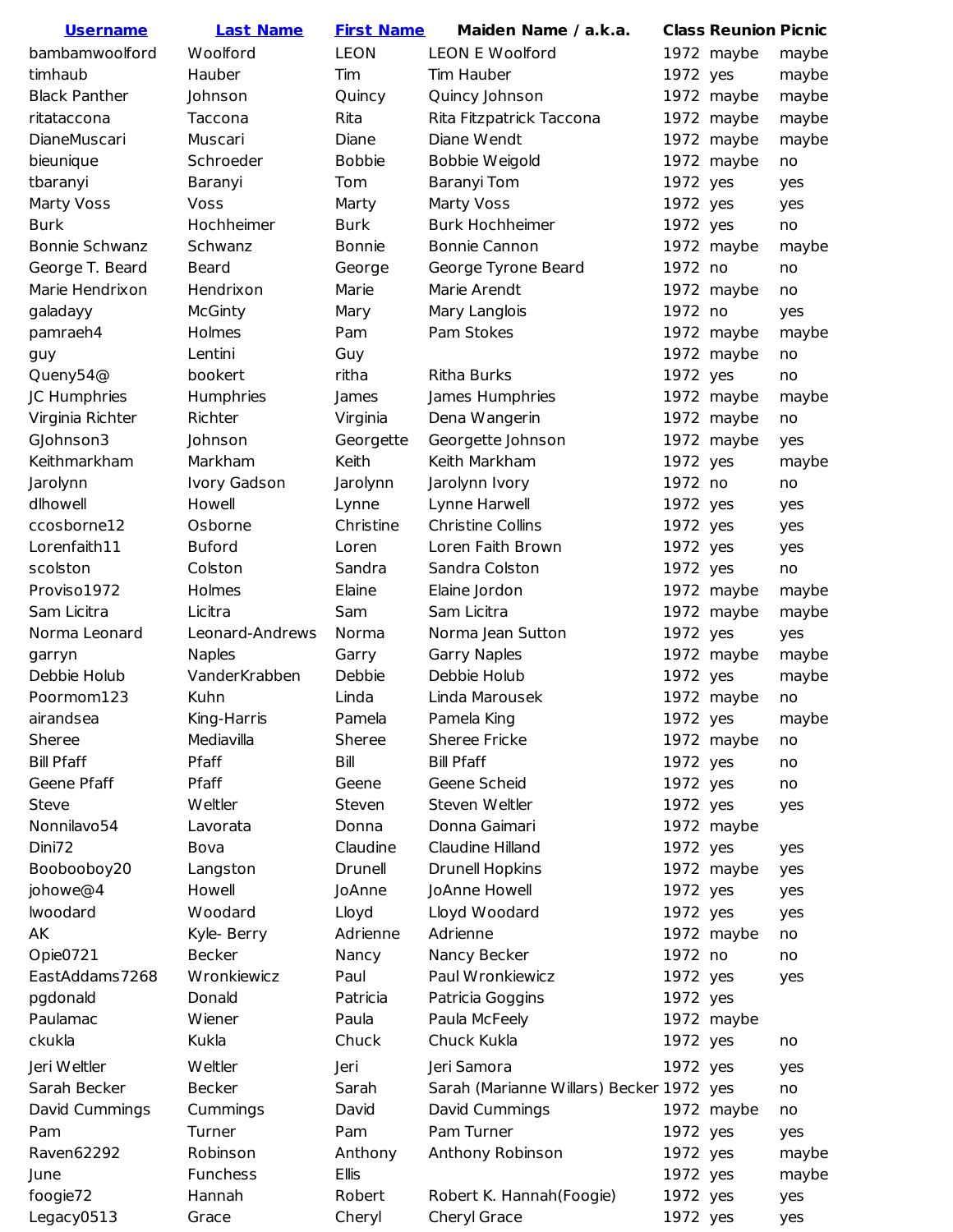| Username | Last Name | First Name | Maiden Name / a.k.a. | Class | Reunion | Picnic |
|---|---|---|---|---|---|---|
| bambamwoolford | Woolford | LEON | LEON E Woolford | 1972 | maybe | maybe |
| timhaub | Hauber | Tim | Tim Hauber | 1972 | yes | maybe |
| Black Panther | Johnson | Quincy | Quincy Johnson | 1972 | maybe | maybe |
| ritataccona | Taccona | Rita | Rita Fitzpatrick Taccona | 1972 | maybe | maybe |
| DianeMuscari | Muscari | Diane | Diane Wendt | 1972 | maybe | maybe |
| bieunique | Schroeder | Bobbie | Bobbie Weigold | 1972 | maybe | no |
| tbaranyi | Baranyi | Tom | Baranyi Tom | 1972 | yes | yes |
| Marty Voss | Voss | Marty | Marty Voss | 1972 | yes | yes |
| Burk | Hochheimer | Burk | Burk Hochheimer | 1972 | yes | no |
| Bonnie Schwanz | Schwanz | Bonnie | Bonnie Cannon | 1972 | maybe | maybe |
| George T. Beard | Beard | George | George Tyrone Beard | 1972 | no | no |
| Marie Hendrixon | Hendrixon | Marie | Marie Arendt | 1972 | maybe | no |
| galadayy | McGinty | Mary | Mary Langlois | 1972 | no | yes |
| pamraeh4 | Holmes | Pam | Pam Stokes | 1972 | maybe | maybe |
| guy | Lentini | Guy | | 1972 | maybe | no |
| Queny54@ | bookert | ritha | Ritha Burks | 1972 | yes | no |
| JC Humphries | Humphries | James | James Humphries | 1972 | maybe | maybe |
| Virginia Richter | Richter | Virginia | Dena Wangerin | 1972 | maybe | no |
| GJohnson3 | Johnson | Georgette | Georgette Johnson | 1972 | maybe | yes |
| Keithmarkham | Markham | Keith | Keith Markham | 1972 | yes | maybe |
| Jarolynn | Ivory Gadson | Jarolynn | Jarolynn Ivory | 1972 | no | no |
| dlhowell | Howell | Lynne | Lynne Harwell | 1972 | yes | yes |
| ccosborne12 | Osborne | Christine | Christine Collins | 1972 | yes | yes |
| Lorenfaith11 | Buford | Loren | Loren Faith Brown | 1972 | yes | yes |
| scolston | Colston | Sandra | Sandra Colston | 1972 | yes | no |
| Proviso1972 | Holmes | Elaine | Elaine Jordon | 1972 | maybe | maybe |
| Sam Licitra | Licitra | Sam | Sam Licitra | 1972 | maybe | maybe |
| Norma Leonard | Leonard-Andrews | Norma | Norma Jean Sutton | 1972 | yes | yes |
| garryn | Naples | Garry | Garry Naples | 1972 | maybe | maybe |
| Debbie Holub | VanderKrabben | Debbie | Debbie Holub | 1972 | yes | maybe |
| Poormom123 | Kuhn | Linda | Linda Marousek | 1972 | maybe | no |
| airandsea | King-Harris | Pamela | Pamela King | 1972 | yes | maybe |
| Sheree | Mediavilla | Sheree | Sheree Fricke | 1972 | maybe | no |
| Bill Pfaff | Pfaff | Bill | Bill Pfaff | 1972 | yes | no |
| Geene Pfaff | Pfaff | Geene | Geene Scheid | 1972 | yes | no |
| Steve | Weltler | Steven | Steven Weltler | 1972 | yes | yes |
| Nonnilavo54 | Lavorata | Donna | Donna Gaimari | 1972 | maybe | |
| Dini72 | Bova | Claudine | Claudine Hilland | 1972 | yes | yes |
| Boobooboy20 | Langston | Drunell | Drunell Hopkins | 1972 | maybe | yes |
| johowe@4 | Howell | JoAnne | JoAnne Howell | 1972 | yes | yes |
| lwoodard | Woodard | Lloyd | Lloyd Woodard | 1972 | yes | yes |
| AK | Kyle- Berry | Adrienne | Adrienne | 1972 | maybe | no |
| Opie0721 | Becker | Nancy | Nancy Becker | 1972 | no | no |
| EastAddams7268 | Wronkiewicz | Paul | Paul Wronkiewicz | 1972 | yes | yes |
| pgdonald | Donald | Patricia | Patricia Goggins | 1972 | yes | |
| Paulamac | Wiener | Paula | Paula McFeely | 1972 | maybe | |
| ckukla | Kukla | Chuck | Chuck Kukla | 1972 | yes | no |
| Jeri Weltler | Weltler | Jeri | Jeri Samora | 1972 | yes | yes |
| Sarah Becker | Becker | Sarah | Sarah (Marianne Willars) Becker | 1972 | yes | no |
| David Cummings | Cummings | David | David Cummings | 1972 | maybe | no |
| Pam | Turner | Pam | Pam Turner | 1972 | yes | yes |
| Raven62292 | Robinson | Anthony | Anthony Robinson | 1972 | yes | maybe |
| June | Funchess | Ellis | | 1972 | yes | maybe |
| foogie72 | Hannah | Robert | Robert K. Hannah(Foogie) | 1972 | yes | yes |
| Legacy0513 | Grace | Cheryl | Cheryl Grace | 1972 | yes | yes |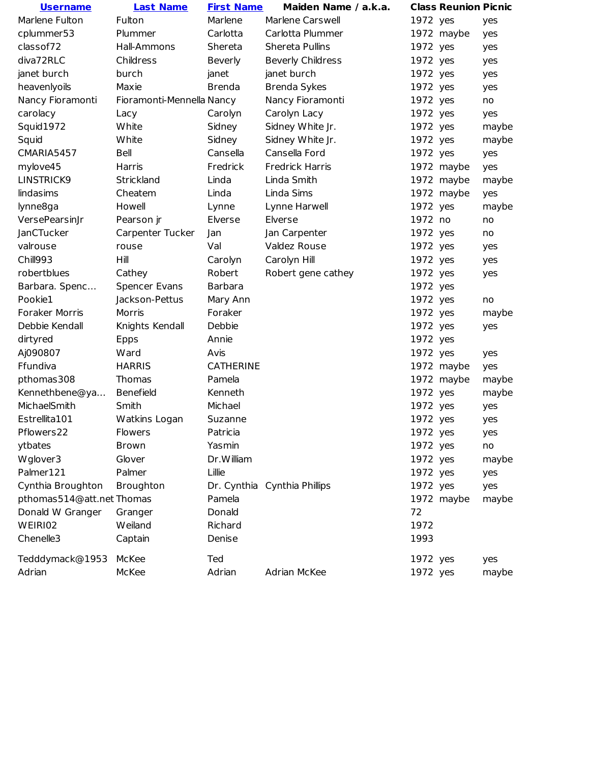| Username | Last Name | First Name | Maiden Name / a.k.a. | Class | Reunion | Picnic |
|---|---|---|---|---|---|---|
| Marlene Fulton | Fulton | Marlene | Marlene Carswell | 1972 | yes | yes |
| cplummer53 | Plummer | Carlotta | Carlotta Plummer | 1972 | maybe | yes |
| classof72 | Hall-Ammons | Shereta | Shereta Pullins | 1972 | yes | yes |
| diva72RLC | Childress | Beverly | Beverly Childress | 1972 | yes | yes |
| janet burch | burch | janet | janet burch | 1972 | yes | yes |
| heavenlyoils | Maxie | Brenda | Brenda Sykes | 1972 | yes | yes |
| Nancy Fioramonti | Fioramonti-Mennella | Nancy | Nancy Fioramonti | 1972 | yes | no |
| carolacy | Lacy | Carolyn | Carolyn Lacy | 1972 | yes | yes |
| Squid1972 | White | Sidney | Sidney White Jr. | 1972 | yes | maybe |
| Squid | White | Sidney | Sidney White Jr. | 1972 | yes | maybe |
| CMARIA5457 | Bell | Cansella | Cansella Ford | 1972 | yes | yes |
| mylove45 | Harris | Fredrick | Fredrick Harris | 1972 | maybe | yes |
| LINSTRICK9 | Strickland | Linda | Linda Smith | 1972 | maybe | maybe |
| lindasims | Cheatem | Linda | Linda Sims | 1972 | maybe | yes |
| lynne8ga | Howell | Lynne | Lynne Harwell | 1972 | yes | maybe |
| VersePearsinJr | Pearson jr | Elverse | Elverse | 1972 | no | no |
| JanCTucker | Carpenter Tucker | Jan | Jan Carpenter | 1972 | yes | no |
| valrouse | rouse | Val | Valdez Rouse | 1972 | yes | yes |
| Chill993 | Hill | Carolyn | Carolyn Hill | 1972 | yes | yes |
| robertblues | Cathey | Robert | Robert gene cathey | 1972 | yes | yes |
| Barbara. Spenc… | Spencer Evans | Barbara | | 1972 | yes | |
| Pookie1 | Jackson-Pettus | Mary Ann | | 1972 | yes | no |
| Foraker Morris | Morris | Foraker | | 1972 | yes | maybe |
| Debbie Kendall | Knights Kendall | Debbie | | 1972 | yes | yes |
| dirtyred | Epps | Annie | | 1972 | yes | |
| Aj090807 | Ward | Avis | | 1972 | yes | yes |
| Ffundiva | HARRIS | CATHERINE | | 1972 | maybe | yes |
| pthomas308 | Thomas | Pamela | | 1972 | maybe | maybe |
| Kennethbene@ya… | Benefield | Kenneth | | 1972 | yes | maybe |
| MichaelSmith | Smith | Michael | | 1972 | yes | yes |
| Estrellita101 | Watkins Logan | Suzanne | | 1972 | yes | yes |
| Pflowers22 | Flowers | Patricia | | 1972 | yes | yes |
| ytbates | Brown | Yasmin | | 1972 | yes | no |
| Wglover3 | Glover | Dr.William | | 1972 | yes | maybe |
| Palmer121 | Palmer | Lillie | | 1972 | yes | yes |
| Cynthia Broughton | Broughton | Dr. Cynthia | Cynthia Phillips | 1972 | yes | yes |
| pthomas514@att.net | Thomas | Pamela | | 1972 | maybe | maybe |
| Donald W Granger | Granger | Donald | | 72 | | |
| WEIRI02 | Weiland | Richard | | 1972 | | |
| Chenelle3 | Captain | Denise | | 1993 | | |
| Tedddymack@1953 | McKee | Ted | | 1972 | yes | yes |
| Adrian | McKee | Adrian | Adrian McKee | 1972 | yes | maybe |